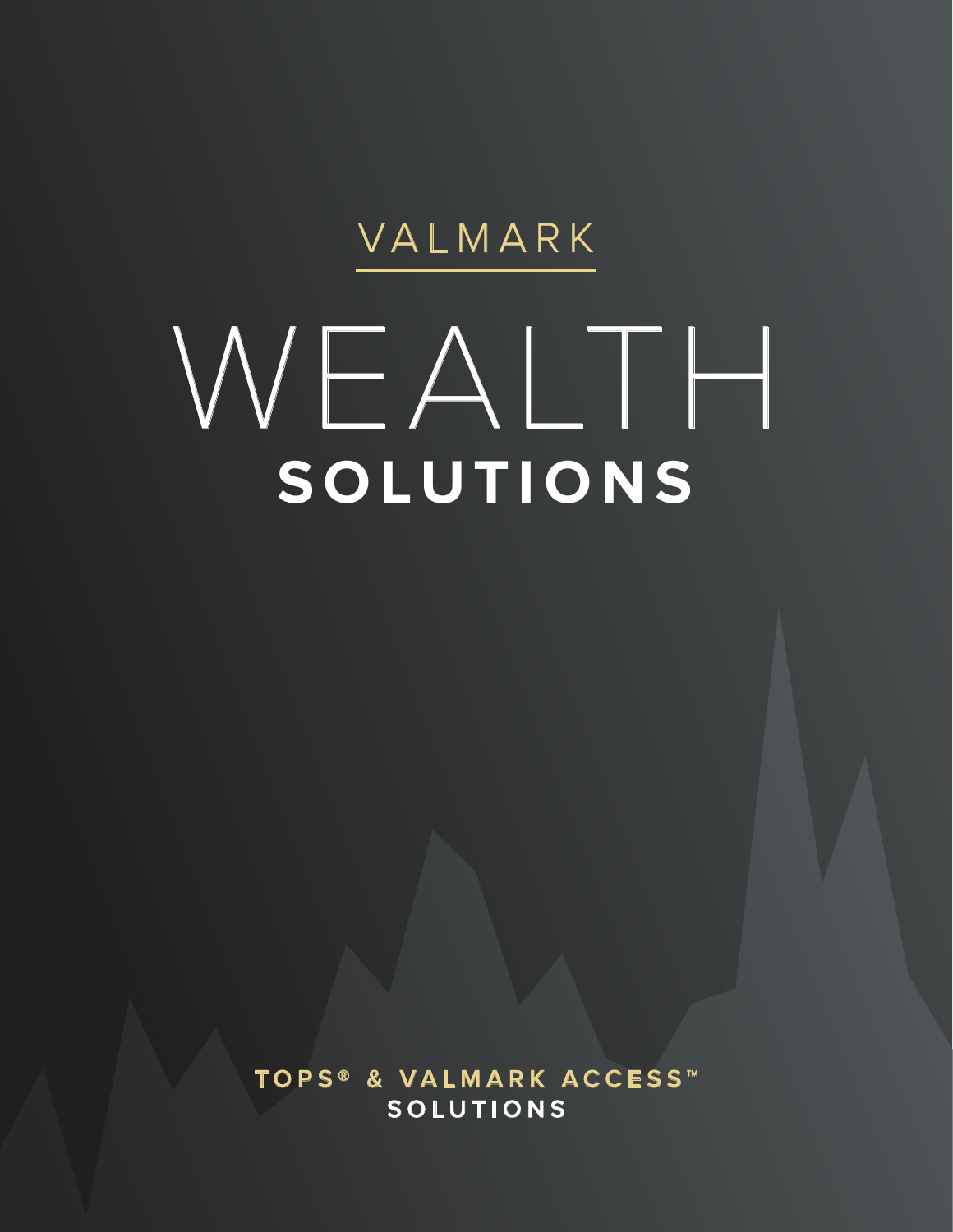VALMARK

# WEALTH SOLUTIONS

**TOPS® & VALMARK ACCESS™ SOLUTIONS**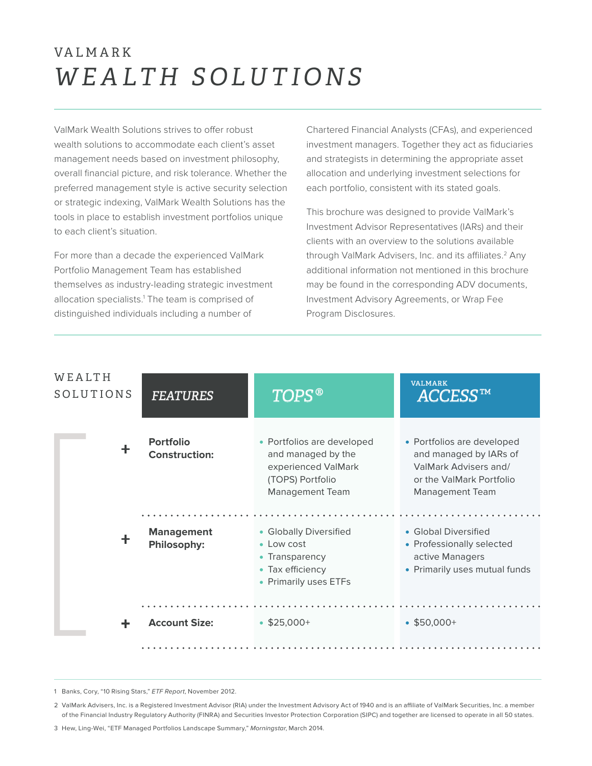# VALMARK *WEALTH SOLUTIONS*

ValMark Wealth Solutions strives to offer robust wealth solutions to accommodate each client's asset management needs based on investment philosophy, overall financial picture, and risk tolerance. Whether the preferred management style is active security selection or strategic indexing, ValMark Wealth Solutions has the tools in place to establish investment portfolios unique to each client's situation.

For more than a decade the experienced ValMark Portfolio Management Team has established themselves as industry-leading strategic investment allocation specialists.[1] The team is comprised of distinguished individuals including a number of Chartered Financial Analysts (CFAs), and experienced investment managers. Together they act as fiduciaries and strategists in determining the appropriate asset allocation and underlying investment selections for each portfolio, consistent with its stated goals.

This brochure was designed to provide ValMark's Investment Advisor Representatives (IARs) and their clients with an overview to the solutions available through ValMark Advisers, Inc. and its affiliates.[2] Any additional information not mentioned in this brochure may be found in the corresponding ADV documents, Investment Advisory Agreements, or Wrap Fee Program Disclosures.

## WEALTH SOLUTIONS

| *FEATURES* | *TOPS®* | VALMARK *ACCESS™* |
|---|---|---|
| **Portfolio Construction:** | • Portfolios are developed and managed by the experienced ValMark (TOPS) Portfolio Management Team | • Portfolios are developed and managed by IARs of ValMark Advisers and/ or the ValMark Portfolio Management Team |
| **Management Philosophy:** | • Globally Diversified<br>• Low cost<br>• Transparency<br>• Tax efficiency<br>• Primarily uses ETFs | • Global Diversified<br>• Professionally selected active Managers<br>• Primarily uses mutual funds |
| **Account Size:** | • $25,000+ | • $50,000+ |

1 Banks, Cory, "10 Rising Stars," *ETF Report*, November 2012.

2 ValMark Advisers, Inc. is a Registered Investment Advisor (RIA) under the Investment Advisory Act of 1940 and is an affiliate of ValMark Securities, Inc. a member of the Financial Industry Regulatory Authority (FINRA) and Securities Investor Protection Corporation (SIPC) and together are licensed to operate in all 50 states.

3 Hew, Ling-Wei, "ETF Managed Portfolios Landscape Summary," *Morningstar*, March 2014.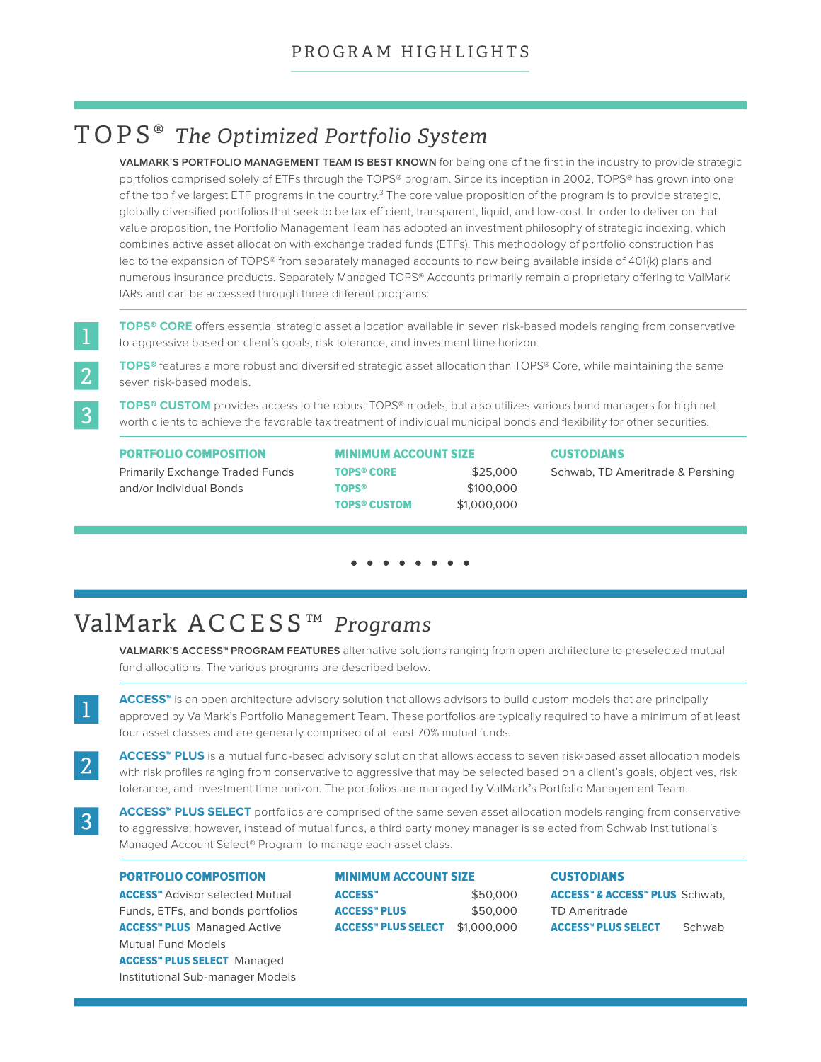# PROGRAM HIGHLIGHTS

## TOPS® *The Optimized Portfolio System*

**VALMARK'S PORTFOLIO MANAGEMENT TEAM IS BEST KNOWN** for being one of the first in the industry to provide strategic portfolios comprised solely of ETFs through the TOPS® program. Since its inception in 2002, TOPS® has grown into one of the top five largest ETF programs in the country.[3] The core value proposition of the program is to provide strategic, globally diversified portfolios that seek to be tax efficient, transparent, liquid, and low-cost. In order to deliver on that value proposition, the Portfolio Management Team has adopted an investment philosophy of strategic indexing, which combines active asset allocation with exchange traded funds (ETFs). This methodology of portfolio construction has led to the expansion of TOPS® from separately managed accounts to now being available inside of 401(k) plans and numerous insurance products. Separately Managed TOPS® Accounts primarily remain a proprietary offering to ValMark IARs and can be accessed through three different programs:

1. **TOPS® CORE** offers essential strategic asset allocation available in seven risk-based models ranging from conservative to aggressive based on client's goals, risk tolerance, and investment time horizon.
2. **TOPS®** features a more robust and diversified strategic asset allocation than TOPS® Core, while maintaining the same seven risk-based models.
3. **TOPS® CUSTOM** provides access to the robust TOPS® models, but also utilizes various bond managers for high net worth clients to achieve the favorable tax treatment of individual municipal bonds and flexibility for other securities.

**PORTFOLIO COMPOSITION**

Primarily Exchange Traded Funds and/or Individual Bonds

**MINIMUM ACCOUNT SIZE**

| Program | Minimum |
|---|---|
| **TOPS® CORE** | $25,000 |
| **TOPS®** | $100,000 |
| **TOPS® CUSTOM** | $1,000,000 |

**CUSTODIANS**

Schwab, TD Ameritrade & Pershing

## ValMark ACCESS™ *Programs*

**VALMARK'S ACCESS™ PROGRAM FEATURES** alternative solutions ranging from open architecture to preselected mutual fund allocations. The various programs are described below.

1. **ACCESS™** is an open architecture advisory solution that allows advisors to build custom models that are principally approved by ValMark's Portfolio Management Team. These portfolios are typically required to have a minimum of at least four asset classes and are generally comprised of at least 70% mutual funds.
2. **ACCESS™ PLUS** is a mutual fund-based advisory solution that allows access to seven risk-based asset allocation models with risk profiles ranging from conservative to aggressive that may be selected based on a client's goals, objectives, risk tolerance, and investment time horizon. The portfolios are managed by ValMark's Portfolio Management Team.
3. **ACCESS™ PLUS SELECT** portfolios are comprised of the same seven asset allocation models ranging from conservative to aggressive; however, instead of mutual funds, a third party money manager is selected from Schwab Institutional's Managed Account Select® Program to manage each asset class.

**PORTFOLIO COMPOSITION**

**ACCESS™** Advisor selected Mutual Funds, ETFs, and bonds portfolios
**ACCESS™ PLUS** Managed Active Mutual Fund Models
**ACCESS™ PLUS SELECT** Managed Institutional Sub-manager Models

**MINIMUM ACCOUNT SIZE**

| Program | Minimum |
|---|---|
| **ACCESS™** | $50,000 |
| **ACCESS™ PLUS** | $50,000 |
| **ACCESS™ PLUS SELECT** | $1,000,000 |

**CUSTODIANS**

**ACCESS™ & ACCESS™ PLUS** Schwab, TD Ameritrade
**ACCESS™ PLUS SELECT** Schwab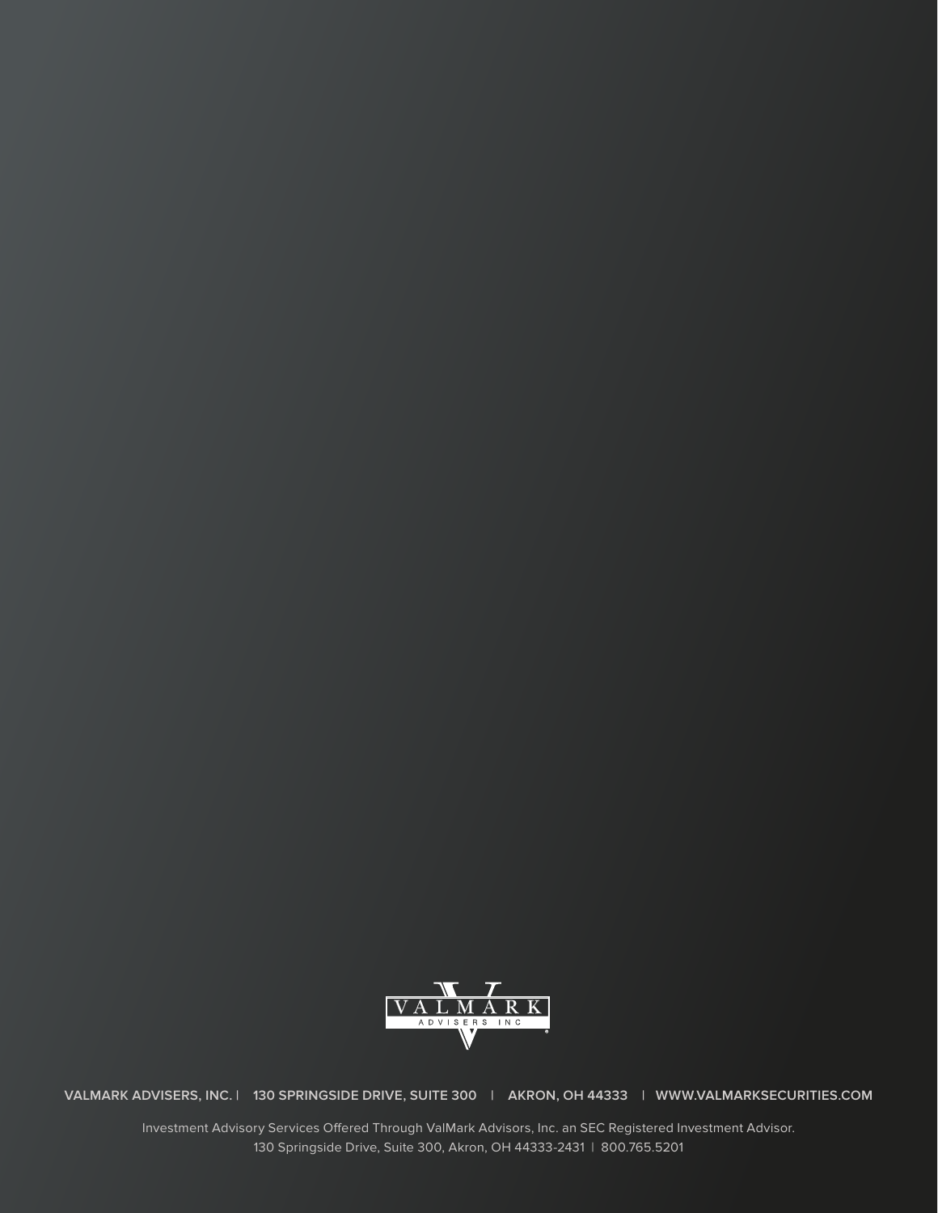VALMARK ADVISERS, INC. | 130 SPRINGSIDE DRIVE, SUITE 300 | AKRON, OH 44333 | WWW.VALMARKSECURITIES.COM

Investment Advisory Services Offered Through ValMark Advisors, Inc. an SEC Registered Investment Advisor.
130 Springside Drive, Suite 300, Akron, OH 44333-2431 | 800.765.5201